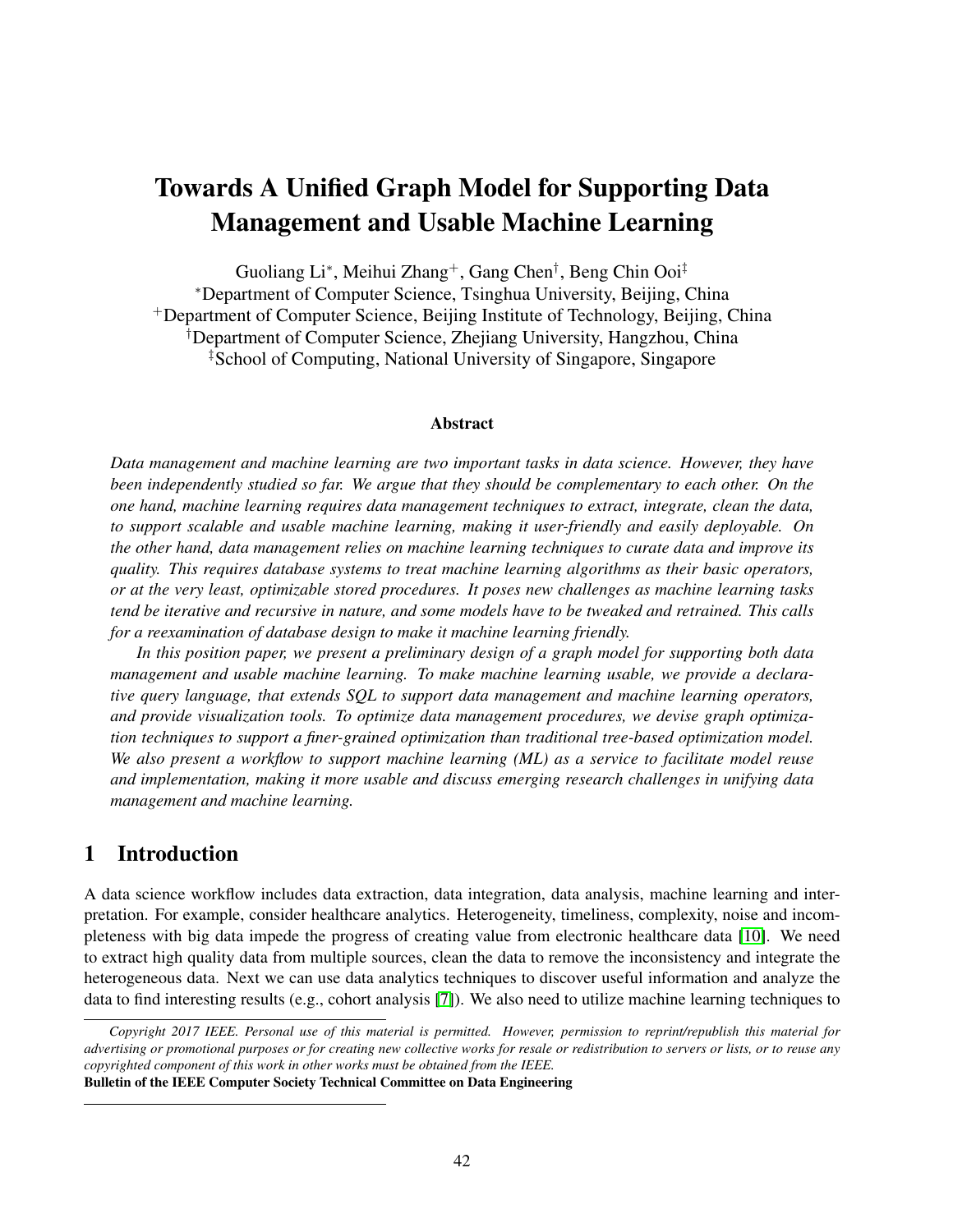# Towards A Unified Graph Model for Supporting Data Management and Usable Machine Learning

Guoliang Li[*], Meihui Zhang[+], Gang Chen[†], Beng Chin Ooi[‡]

[*]Department of Computer Science, Tsinghua University, Beijing, China

[+]Department of Computer Science, Beijing Institute of Technology, Beijing, China

[†]Department of Computer Science, Zhejiang University, Hangzhou, China

[‡]School of Computing, National University of Singapore, Singapore

## Abstract

*Data management and machine learning are two important tasks in data science. However, they have been independently studied so far. We argue that they should be complementary to each other. On the one hand, machine learning requires data management techniques to extract, integrate, clean the data, to support scalable and usable machine learning, making it user-friendly and easily deployable. On the other hand, data management relies on machine learning techniques to curate data and improve its quality. This requires database systems to treat machine learning algorithms as their basic operators, or at the very least, optimizable stored procedures. It poses new challenges as machine learning tasks tend be iterative and recursive in nature, and some models have to be tweaked and retrained. This calls for a reexamination of database design to make it machine learning friendly.*

*In this position paper, we present a preliminary design of a graph model for supporting both data management and usable machine learning. To make machine learning usable, we provide a declarative query language, that extends SQL to support data management and machine learning operators, and provide visualization tools. To optimize data management procedures, we devise graph optimization techniques to support a finer-grained optimization than traditional tree-based optimization model. We also present a workflow to support machine learning (ML) as a service to facilitate model reuse and implementation, making it more usable and discuss emerging research challenges in unifying data management and machine learning.*

## 1 Introduction

A data science workflow includes data extraction, data integration, data analysis, machine learning and interpretation. For example, consider healthcare analytics. Heterogeneity, timeliness, complexity, noise and incompleteness with big data impede the progress of creating value from electronic healthcare data [10]. We need to extract high quality data from multiple sources, clean the data to remove the inconsistency and integrate the heterogeneous data. Next we can use data analytics techniques to discover useful information and analyze the data to find interesting results (e.g., cohort analysis [7]). We also need to utilize machine learning techniques to

---

*Copyright 2017 IEEE. Personal use of this material is permitted. However, permission to reprint/republish this material for advertising or promotional purposes or for creating new collective works for resale or redistribution to servers or lists, or to reuse any copyrighted component of this work in other works must be obtained from the IEEE.*

**Bulletin of the IEEE Computer Society Technical Committee on Data Engineering**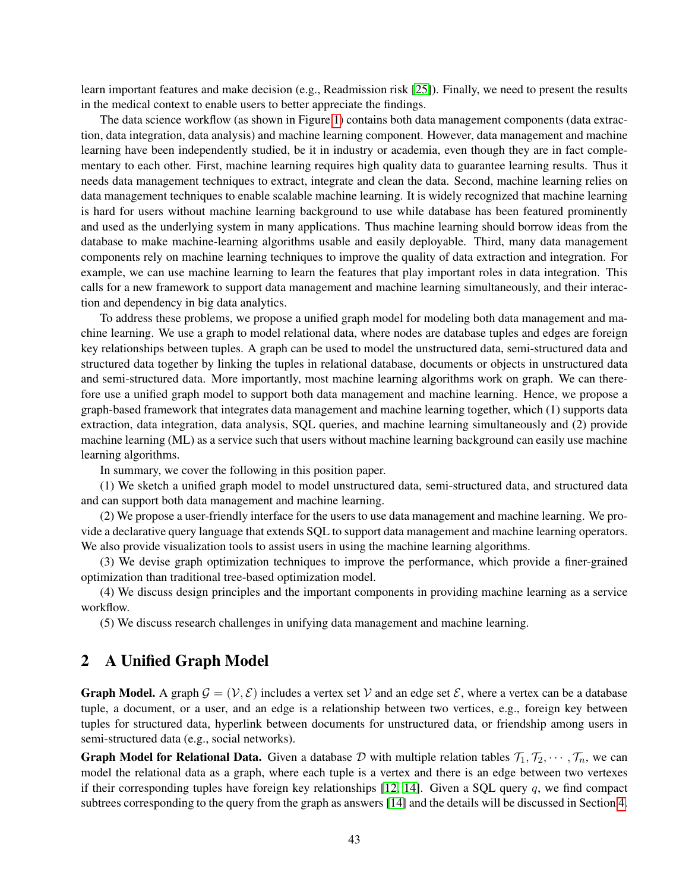learn important features and make decision (e.g., Readmission risk [25]). Finally, we need to present the results in the medical context to enable users to better appreciate the findings.

The data science workflow (as shown in Figure 1) contains both data management components (data extraction, data integration, data analysis) and machine learning component. However, data management and machine learning have been independently studied, be it in industry or academia, even though they are in fact complementary to each other. First, machine learning requires high quality data to guarantee learning results. Thus it needs data management techniques to extract, integrate and clean the data. Second, machine learning relies on data management techniques to enable scalable machine learning. It is widely recognized that machine learning is hard for users without machine learning background to use while database has been featured prominently and used as the underlying system in many applications. Thus machine learning should borrow ideas from the database to make machine-learning algorithms usable and easily deployable. Third, many data management components rely on machine learning techniques to improve the quality of data extraction and integration. For example, we can use machine learning to learn the features that play important roles in data integration. This calls for a new framework to support data management and machine learning simultaneously, and their interaction and dependency in big data analytics.

To address these problems, we propose a unified graph model for modeling both data management and machine learning. We use a graph to model relational data, where nodes are database tuples and edges are foreign key relationships between tuples. A graph can be used to model the unstructured data, semi-structured data and structured data together by linking the tuples in relational database, documents or objects in unstructured data and semi-structured data. More importantly, most machine learning algorithms work on graph. We can therefore use a unified graph model to support both data management and machine learning. Hence, we propose a graph-based framework that integrates data management and machine learning together, which (1) supports data extraction, data integration, data analysis, SQL queries, and machine learning simultaneously and (2) provide machine learning (ML) as a service such that users without machine learning background can easily use machine learning algorithms.

In summary, we cover the following in this position paper.

(1) We sketch a unified graph model to model unstructured data, semi-structured data, and structured data and can support both data management and machine learning.

(2) We propose a user-friendly interface for the users to use data management and machine learning. We provide a declarative query language that extends SQL to support data management and machine learning operators. We also provide visualization tools to assist users in using the machine learning algorithms.

(3) We devise graph optimization techniques to improve the performance, which provide a finer-grained optimization than traditional tree-based optimization model.

(4) We discuss design principles and the important components in providing machine learning as a service workflow.

(5) We discuss research challenges in unifying data management and machine learning.

## 2 A Unified Graph Model

**Graph Model.** A graph $\mathcal{G} = (\mathcal{V}, \mathcal{E})$ includes a vertex set $\mathcal{V}$ and an edge set $\mathcal{E}$, where a vertex can be a database tuple, a document, or a user, and an edge is a relationship between two vertices, e.g., foreign key between tuples for structured data, hyperlink between documents for unstructured data, or friendship among users in semi-structured data (e.g., social networks).

**Graph Model for Relational Data.** Given a database $\mathcal{D}$ with multiple relation tables $\mathcal{T}_1, \mathcal{T}_2, \cdots, \mathcal{T}_n$, we can model the relational data as a graph, where each tuple is a vertex and there is an edge between two vertexes if their corresponding tuples have foreign key relationships [12, 14]. Given a SQL query $q$, we find compact subtrees corresponding to the query from the graph as answers [14] and the details will be discussed in Section 4.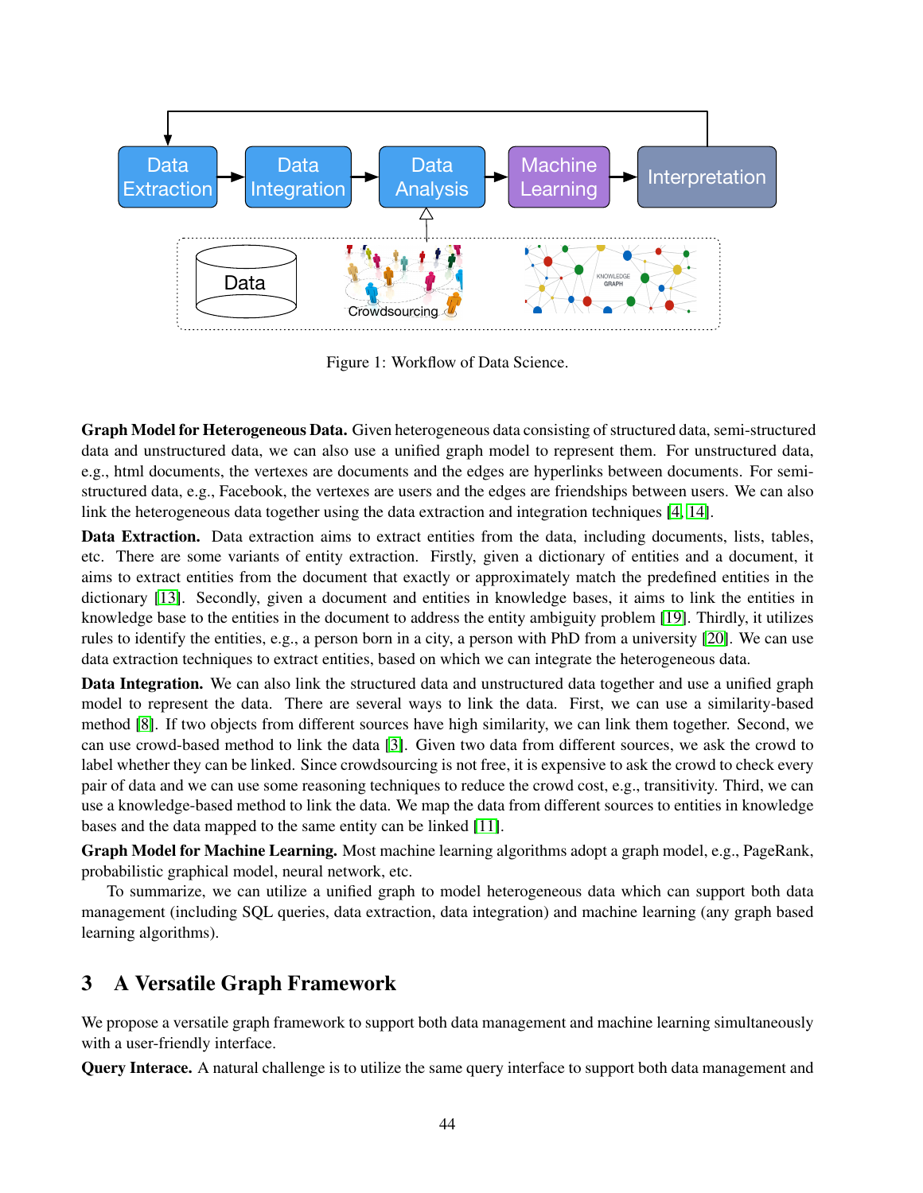Data Extraction

Data Integration

Data Analysis

Machine Learning

Interpretation

Data

Crowdsourcing

KNOWLEDGE GRAPH

Figure 1: Workflow of Data Science.

**Graph Model for Heterogeneous Data.** Given heterogeneous data consisting of structured data, semi-structured data and unstructured data, we can also use a unified graph model to represent them. For unstructured data, e.g., html documents, the vertexes are documents and the edges are hyperlinks between documents. For semi-structured data, e.g., Facebook, the vertexes are users and the edges are friendships between users. We can also link the heterogeneous data together using the data extraction and integration techniques [4, 14].

**Data Extraction.** Data extraction aims to extract entities from the data, including documents, lists, tables, etc. There are some variants of entity extraction. Firstly, given a dictionary of entities and a document, it aims to extract entities from the document that exactly or approximately match the predefined entities in the dictionary [13]. Secondly, given a document and entities in knowledge bases, it aims to link the entities in knowledge base to the entities in the document to address the entity ambiguity problem [19]. Thirdly, it utilizes rules to identify the entities, e.g., a person born in a city, a person with PhD from a university [20]. We can use data extraction techniques to extract entities, based on which we can integrate the heterogeneous data.

**Data Integration.** We can also link the structured data and unstructured data together and use a unified graph model to represent the data. There are several ways to link the data. First, we can use a similarity-based method [8]. If two objects from different sources have high similarity, we can link them together. Second, we can use crowd-based method to link the data [3]. Given two data from different sources, we ask the crowd to label whether they can be linked. Since crowdsourcing is not free, it is expensive to ask the crowd to check every pair of data and we can use some reasoning techniques to reduce the crowd cost, e.g., transitivity. Third, we can use a knowledge-based method to link the data. We map the data from different sources to entities in knowledge bases and the data mapped to the same entity can be linked [11].

**Graph Model for Machine Learning.** Most machine learning algorithms adopt a graph model, e.g., PageRank, probabilistic graphical model, neural network, etc.

To summarize, we can utilize a unified graph to model heterogeneous data which can support both data management (including SQL queries, data extraction, data integration) and machine learning (any graph based learning algorithms).

## 3 A Versatile Graph Framework

We propose a versatile graph framework to support both data management and machine learning simultaneously with a user-friendly interface.

**Query Interace.** A natural challenge is to utilize the same query interface to support both data management and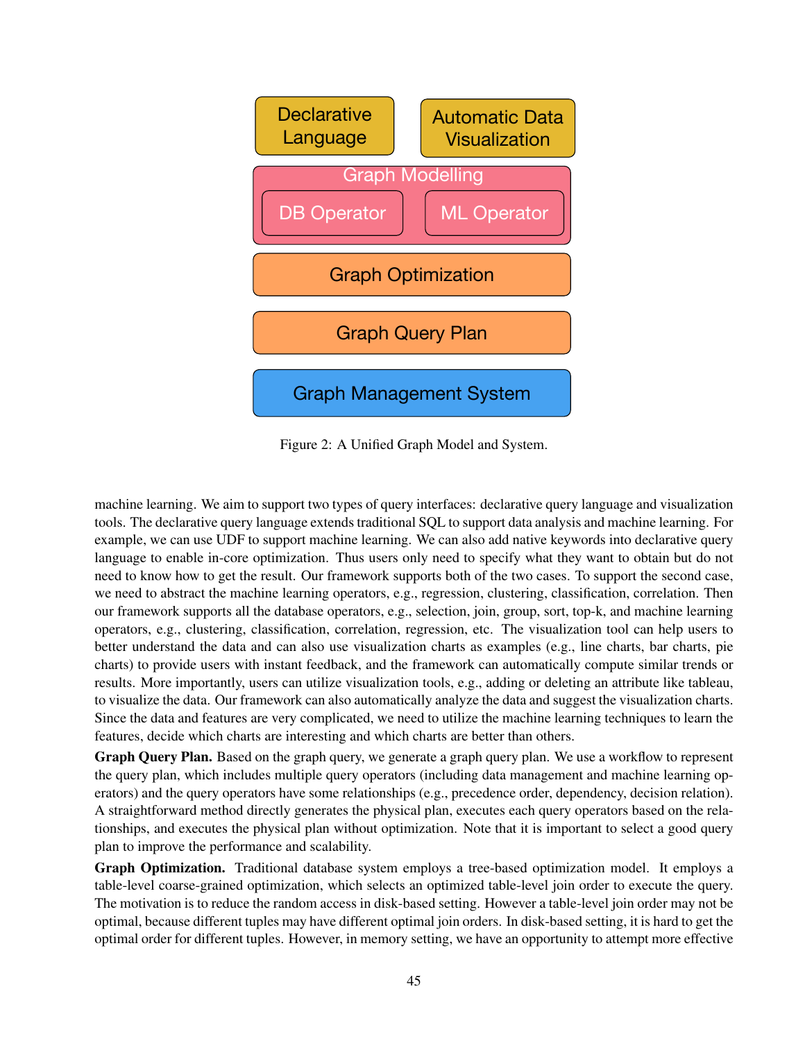Declarative Language

Automatic Data Visualization

Graph Modelling

DB Operator

ML Operator

Graph Optimization

Graph Query Plan

Graph Management System

Figure 2: A Unified Graph Model and System.

machine learning. We aim to support two types of query interfaces: declarative query language and visualization tools. The declarative query language extends traditional SQL to support data analysis and machine learning. For example, we can use UDF to support machine learning. We can also add native keywords into declarative query language to enable in-core optimization. Thus users only need to specify what they want to obtain but do not need to know how to get the result. Our framework supports both of the two cases. To support the second case, we need to abstract the machine learning operators, e.g., regression, clustering, classification, correlation. Then our framework supports all the database operators, e.g., selection, join, group, sort, top-k, and machine learning operators, e.g., clustering, classification, correlation, regression, etc. The visualization tool can help users to better understand the data and can also use visualization charts as examples (e.g., line charts, bar charts, pie charts) to provide users with instant feedback, and the framework can automatically compute similar trends or results. More importantly, users can utilize visualization tools, e.g., adding or deleting an attribute like tableau, to visualize the data. Our framework can also automatically analyze the data and suggest the visualization charts. Since the data and features are very complicated, we need to utilize the machine learning techniques to learn the features, decide which charts are interesting and which charts are better than others.

**Graph Query Plan.** Based on the graph query, we generate a graph query plan. We use a workflow to represent the query plan, which includes multiple query operators (including data management and machine learning operators) and the query operators have some relationships (e.g., precedence order, dependency, decision relation). A straightforward method directly generates the physical plan, executes each query operators based on the relationships, and executes the physical plan without optimization. Note that it is important to select a good query plan to improve the performance and scalability.

**Graph Optimization.** Traditional database system employs a tree-based optimization model. It employs a table-level coarse-grained optimization, which selects an optimized table-level join order to execute the query. The motivation is to reduce the random access in disk-based setting. However a table-level join order may not be optimal, because different tuples may have different optimal join orders. In disk-based setting, it is hard to get the optimal order for different tuples. However, in memory setting, we have an opportunity to attempt more effective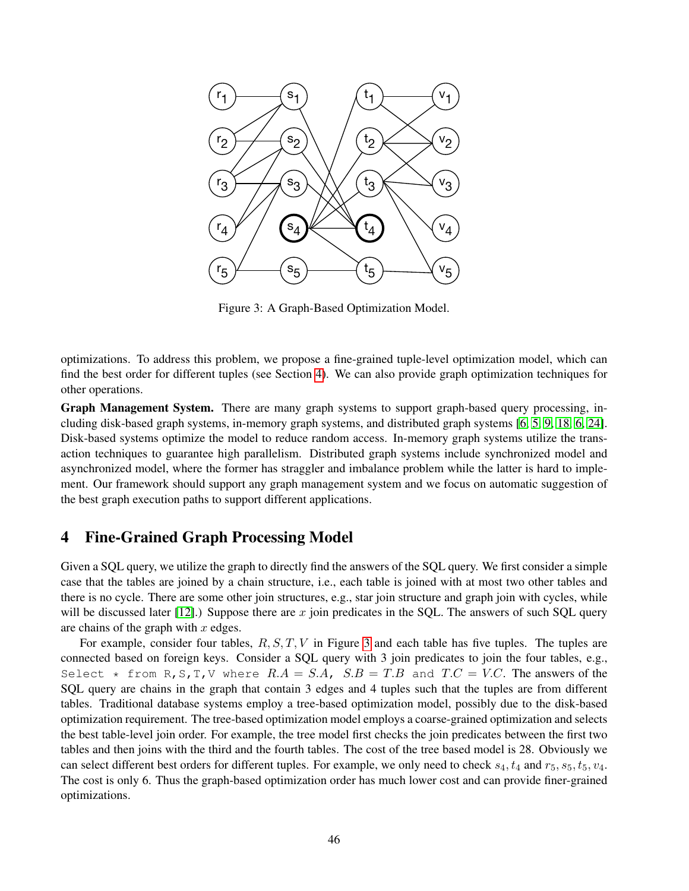r1 s1 t1 v1
r2 s2 t2 v2
r3 s3 t3 v3
r4 s4 t4 v4
r5 s5 t5 v5

Figure 3: A Graph-Based Optimization Model.

optimizations. To address this problem, we propose a fine-grained tuple-level optimization model, which can find the best order for different tuples (see Section 4). We can also provide graph optimization techniques for other operations.

**Graph Management System.** There are many graph systems to support graph-based query processing, including disk-based graph systems, in-memory graph systems, and distributed graph systems [6, 5, 9, 18, 6, 24]. Disk-based systems optimize the model to reduce random access. In-memory graph systems utilize the transaction techniques to guarantee high parallelism. Distributed graph systems include synchronized model and asynchronized model, where the former has straggler and imbalance problem while the latter is hard to implement. Our framework should support any graph management system and we focus on automatic suggestion of the best graph execution paths to support different applications.

## 4 Fine-Grained Graph Processing Model

Given a SQL query, we utilize the graph to directly find the answers of the SQL query. We first consider a simple case that the tables are joined by a chain structure, i.e., each table is joined with at most two other tables and there is no cycle. There are some other join structures, e.g., star join structure and graph join with cycles, while will be discussed later [12].) Suppose there are $x$ join predicates in the SQL. The answers of such SQL query are chains of the graph with $x$ edges.

For example, consider four tables, $R, S, T, V$ in Figure 3 and each table has five tuples. The tuples are connected based on foreign keys. Consider a SQL query with 3 join predicates to join the four tables, e.g., `Select * from R,S,T,V where` $R.A = S.A$, $S.B = T.B$ `and` $T.C = V.C$. The answers of the SQL query are chains in the graph that contain 3 edges and 4 tuples such that the tuples are from different tables. Traditional database systems employ a tree-based optimization model, possibly due to the disk-based optimization requirement. The tree-based optimization model employs a coarse-grained optimization and selects the best table-level join order. For example, the tree model first checks the join predicates between the first two tables and then joins with the third and the fourth tables. The cost of the tree based model is 28. Obviously we can select different best orders for different tuples. For example, we only need to check $s_4, t_4$ and $r_5, s_5, t_5, v_4$. The cost is only 6. Thus the graph-based optimization order has much lower cost and can provide finer-grained optimizations.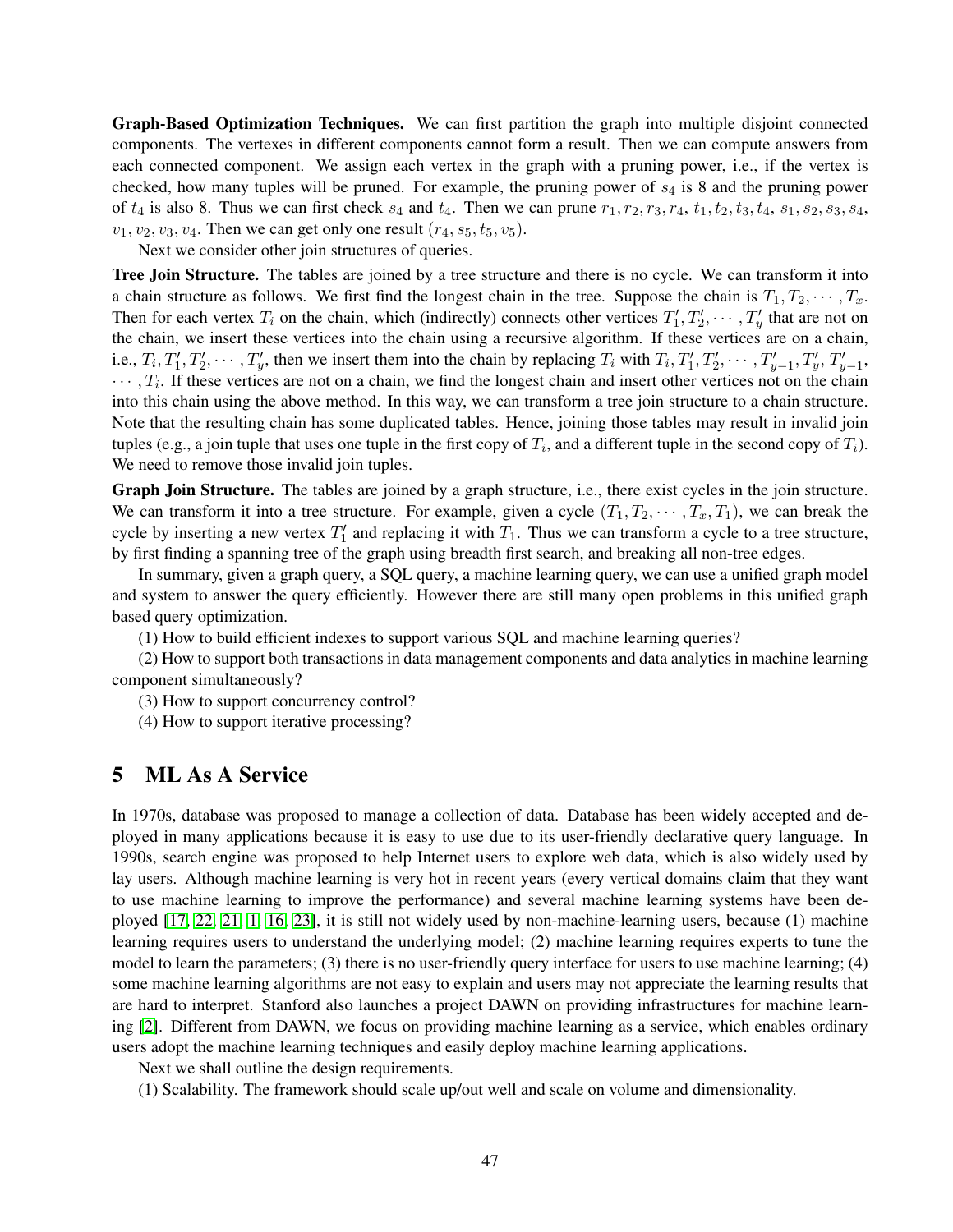**Graph-Based Optimization Techniques.** We can first partition the graph into multiple disjoint connected components. The vertexes in different components cannot form a result. Then we can compute answers from each connected component. We assign each vertex in the graph with a pruning power, i.e., if the vertex is checked, how many tuples will be pruned. For example, the pruning power of $s_4$ is 8 and the pruning power of $t_4$ is also 8. Thus we can first check $s_4$ and $t_4$. Then we can prune $r_1, r_2, r_3, r_4$, $t_1, t_2, t_3, t_4$, $s_1, s_2, s_3, s_4$, $v_1, v_2, v_3, v_4$. Then we can get only one result $(r_4, s_5, t_5, v_5)$.

Next we consider other join structures of queries.

**Tree Join Structure.** The tables are joined by a tree structure and there is no cycle. We can transform it into a chain structure as follows. We first find the longest chain in the tree. Suppose the chain is $T_1, T_2, \cdots, T_x$. Then for each vertex $T_i$ on the chain, which (indirectly) connects other vertices $T'_1, T'_2, \cdots, T'_y$ that are not on the chain, we insert these vertices into the chain using a recursive algorithm. If these vertices are on a chain, i.e., $T_i, T'_1, T'_2, \cdots, T'_y$, then we insert them into the chain by replacing $T_i$ with $T_i, T'_1, T'_2, \cdots, T'_{y-1}, T'_y, T'_{y-1}, \cdots, T_i$. If these vertices are not on a chain, we find the longest chain and insert other vertices not on the chain into this chain using the above method. In this way, we can transform a tree join structure to a chain structure. Note that the resulting chain has some duplicated tables. Hence, joining those tables may result in invalid join tuples (e.g., a join tuple that uses one tuple in the first copy of $T_i$, and a different tuple in the second copy of $T_i$). We need to remove those invalid join tuples.

**Graph Join Structure.** The tables are joined by a graph structure, i.e., there exist cycles in the join structure. We can transform it into a tree structure. For example, given a cycle $(T_1, T_2, \cdots, T_x, T_1)$, we can break the cycle by inserting a new vertex $T'_1$ and replacing it with $T_1$. Thus we can transform a cycle to a tree structure, by first finding a spanning tree of the graph using breadth first search, and breaking all non-tree edges.

In summary, given a graph query, a SQL query, a machine learning query, we can use a unified graph model and system to answer the query efficiently. However there are still many open problems in this unified graph based query optimization.

(1) How to build efficient indexes to support various SQL and machine learning queries?

(2) How to support both transactions in data management components and data analytics in machine learning component simultaneously?

(3) How to support concurrency control?

(4) How to support iterative processing?

## 5 ML As A Service

In 1970s, database was proposed to manage a collection of data. Database has been widely accepted and deployed in many applications because it is easy to use due to its user-friendly declarative query language. In 1990s, search engine was proposed to help Internet users to explore web data, which is also widely used by lay users. Although machine learning is very hot in recent years (every vertical domains claim that they want to use machine learning to improve the performance) and several machine learning systems have been deployed [17, 22, 21, 1, 16, 23], it is still not widely used by non-machine-learning users, because (1) machine learning requires users to understand the underlying model; (2) machine learning requires experts to tune the model to learn the parameters; (3) there is no user-friendly query interface for users to use machine learning; (4) some machine learning algorithms are not easy to explain and users may not appreciate the learning results that are hard to interpret. Stanford also launches a project DAWN on providing infrastructures for machine learning [2]. Different from DAWN, we focus on providing machine learning as a service, which enables ordinary users adopt the machine learning techniques and easily deploy machine learning applications.

Next we shall outline the design requirements.

(1) Scalability. The framework should scale up/out well and scale on volume and dimensionality.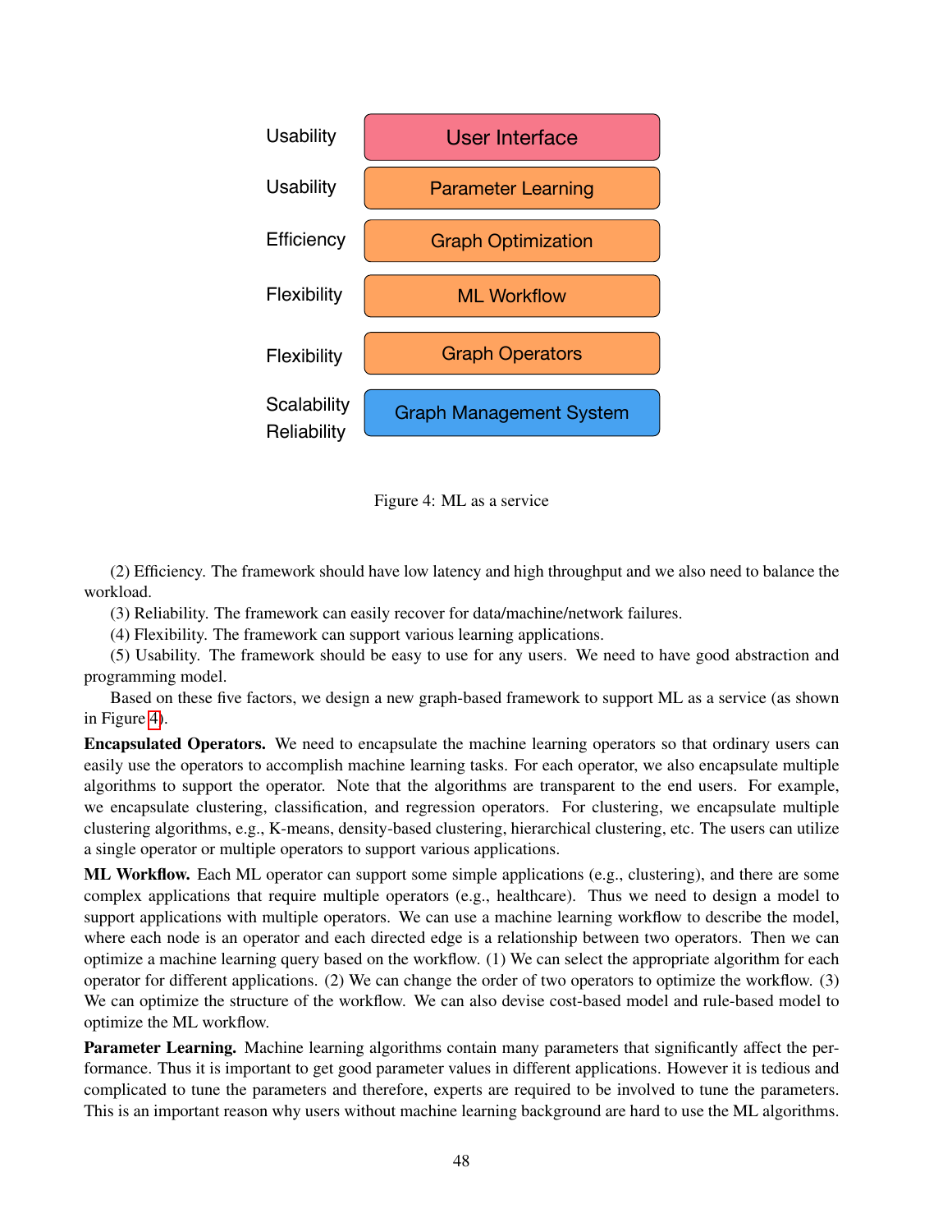| | |
|---|---|
| Usability | User Interface |
| Usability | Parameter Learning |
| Efficiency | Graph Optimization |
| Flexibility | ML Workflow |
| Flexibility | Graph Operators |
| Scalability, Reliability | Graph Management System |

Figure 4: ML as a service

(2) Efficiency. The framework should have low latency and high throughput and we also need to balance the workload.

(3) Reliability. The framework can easily recover for data/machine/network failures.

(4) Flexibility. The framework can support various learning applications.

(5) Usability. The framework should be easy to use for any users. We need to have good abstraction and programming model.

Based on these five factors, we design a new graph-based framework to support ML as a service (as shown in Figure 4).

**Encapsulated Operators.** We need to encapsulate the machine learning operators so that ordinary users can easily use the operators to accomplish machine learning tasks. For each operator, we also encapsulate multiple algorithms to support the operator. Note that the algorithms are transparent to the end users. For example, we encapsulate clustering, classification, and regression operators. For clustering, we encapsulate multiple clustering algorithms, e.g., K-means, density-based clustering, hierarchical clustering, etc. The users can utilize a single operator or multiple operators to support various applications.

**ML Workflow.** Each ML operator can support some simple applications (e.g., clustering), and there are some complex applications that require multiple operators (e.g., healthcare). Thus we need to design a model to support applications with multiple operators. We can use a machine learning workflow to describe the model, where each node is an operator and each directed edge is a relationship between two operators. Then we can optimize a machine learning query based on the workflow. (1) We can select the appropriate algorithm for each operator for different applications. (2) We can change the order of two operators to optimize the workflow. (3) We can optimize the structure of the workflow. We can also devise cost-based model and rule-based model to optimize the ML workflow.

**Parameter Learning.** Machine learning algorithms contain many parameters that significantly affect the performance. Thus it is important to get good parameter values in different applications. However it is tedious and complicated to tune the parameters and therefore, experts are required to be involved to tune the parameters. This is an important reason why users without machine learning background are hard to use the ML algorithms.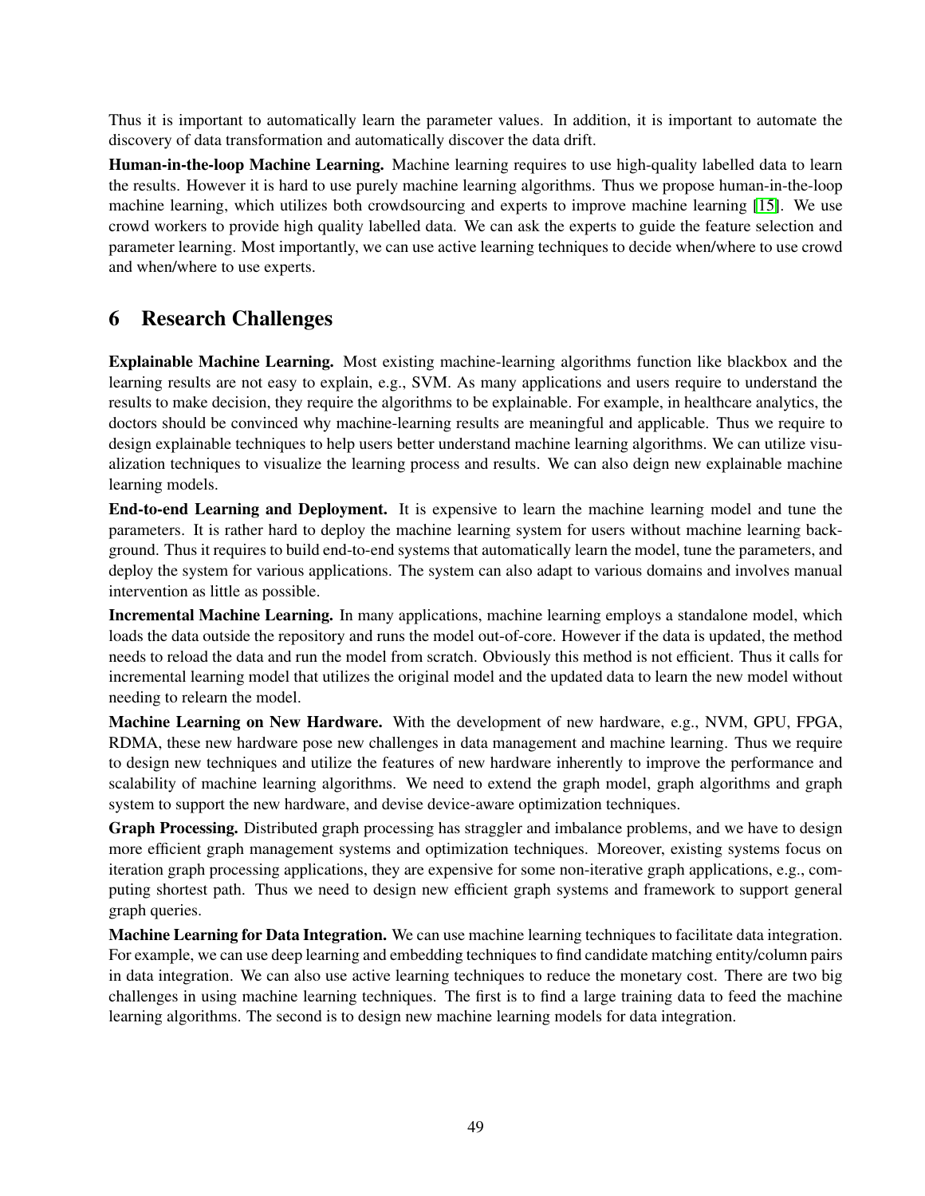Thus it is important to automatically learn the parameter values. In addition, it is important to automate the discovery of data transformation and automatically discover the data drift.

**Human-in-the-loop Machine Learning.** Machine learning requires to use high-quality labelled data to learn the results. However it is hard to use purely machine learning algorithms. Thus we propose human-in-the-loop machine learning, which utilizes both crowdsourcing and experts to improve machine learning [15]. We use crowd workers to provide high quality labelled data. We can ask the experts to guide the feature selection and parameter learning. Most importantly, we can use active learning techniques to decide when/where to use crowd and when/where to use experts.

## 6 Research Challenges

**Explainable Machine Learning.** Most existing machine-learning algorithms function like blackbox and the learning results are not easy to explain, e.g., SVM. As many applications and users require to understand the results to make decision, they require the algorithms to be explainable. For example, in healthcare analytics, the doctors should be convinced why machine-learning results are meaningful and applicable. Thus we require to design explainable techniques to help users better understand machine learning algorithms. We can utilize visualization techniques to visualize the learning process and results. We can also deign new explainable machine learning models.

**End-to-end Learning and Deployment.** It is expensive to learn the machine learning model and tune the parameters. It is rather hard to deploy the machine learning system for users without machine learning background. Thus it requires to build end-to-end systems that automatically learn the model, tune the parameters, and deploy the system for various applications. The system can also adapt to various domains and involves manual intervention as little as possible.

**Incremental Machine Learning.** In many applications, machine learning employs a standalone model, which loads the data outside the repository and runs the model out-of-core. However if the data is updated, the method needs to reload the data and run the model from scratch. Obviously this method is not efficient. Thus it calls for incremental learning model that utilizes the original model and the updated data to learn the new model without needing to relearn the model.

**Machine Learning on New Hardware.** With the development of new hardware, e.g., NVM, GPU, FPGA, RDMA, these new hardware pose new challenges in data management and machine learning. Thus we require to design new techniques and utilize the features of new hardware inherently to improve the performance and scalability of machine learning algorithms. We need to extend the graph model, graph algorithms and graph system to support the new hardware, and devise device-aware optimization techniques.

**Graph Processing.** Distributed graph processing has straggler and imbalance problems, and we have to design more efficient graph management systems and optimization techniques. Moreover, existing systems focus on iteration graph processing applications, they are expensive for some non-iterative graph applications, e.g., computing shortest path. Thus we need to design new efficient graph systems and framework to support general graph queries.

**Machine Learning for Data Integration.** We can use machine learning techniques to facilitate data integration. For example, we can use deep learning and embedding techniques to find candidate matching entity/column pairs in data integration. We can also use active learning techniques to reduce the monetary cost. There are two big challenges in using machine learning techniques. The first is to find a large training data to feed the machine learning algorithms. The second is to design new machine learning models for data integration.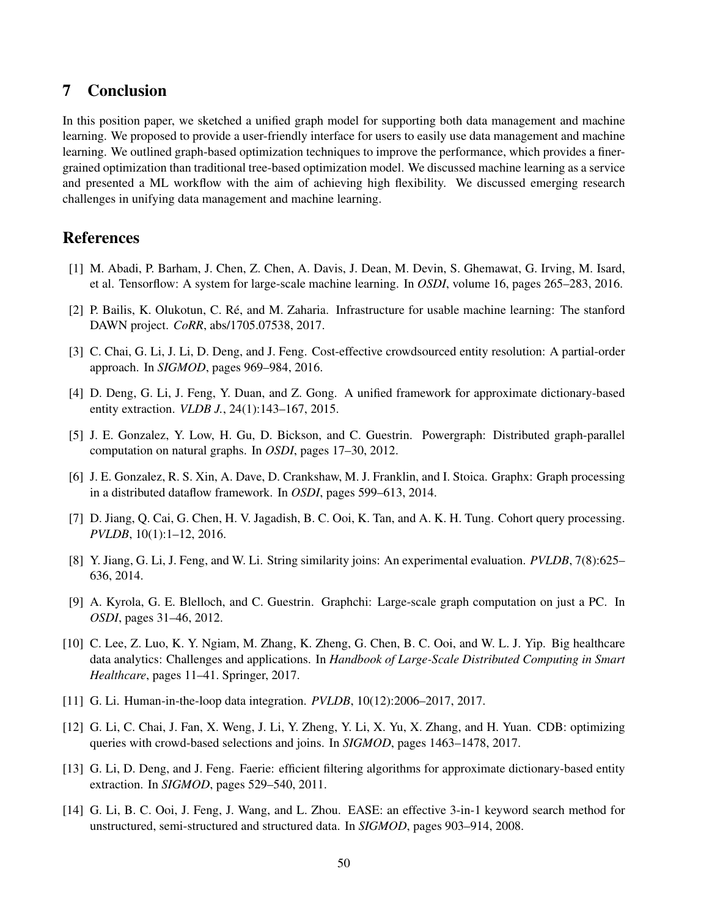## 7 Conclusion

In this position paper, we sketched a unified graph model for supporting both data management and machine learning. We proposed to provide a user-friendly interface for users to easily use data management and machine learning. We outlined graph-based optimization techniques to improve the performance, which provides a finer-grained optimization than traditional tree-based optimization model. We discussed machine learning as a service and presented a ML workflow with the aim of achieving high flexibility. We discussed emerging research challenges in unifying data management and machine learning.

## References

[1] M. Abadi, P. Barham, J. Chen, Z. Chen, A. Davis, J. Dean, M. Devin, S. Ghemawat, G. Irving, M. Isard, et al. Tensorflow: A system for large-scale machine learning. In *OSDI*, volume 16, pages 265–283, 2016.

[2] P. Bailis, K. Olukotun, C. Ré, and M. Zaharia. Infrastructure for usable machine learning: The stanford DAWN project. *CoRR*, abs/1705.07538, 2017.

[3] C. Chai, G. Li, J. Li, D. Deng, and J. Feng. Cost-effective crowdsourced entity resolution: A partial-order approach. In *SIGMOD*, pages 969–984, 2016.

[4] D. Deng, G. Li, J. Feng, Y. Duan, and Z. Gong. A unified framework for approximate dictionary-based entity extraction. *VLDB J.*, 24(1):143–167, 2015.

[5] J. E. Gonzalez, Y. Low, H. Gu, D. Bickson, and C. Guestrin. Powergraph: Distributed graph-parallel computation on natural graphs. In *OSDI*, pages 17–30, 2012.

[6] J. E. Gonzalez, R. S. Xin, A. Dave, D. Crankshaw, M. J. Franklin, and I. Stoica. Graphx: Graph processing in a distributed dataflow framework. In *OSDI*, pages 599–613, 2014.

[7] D. Jiang, Q. Cai, G. Chen, H. V. Jagadish, B. C. Ooi, K. Tan, and A. K. H. Tung. Cohort query processing. *PVLDB*, 10(1):1–12, 2016.

[8] Y. Jiang, G. Li, J. Feng, and W. Li. String similarity joins: An experimental evaluation. *PVLDB*, 7(8):625–636, 2014.

[9] A. Kyrola, G. E. Blelloch, and C. Guestrin. Graphchi: Large-scale graph computation on just a PC. In *OSDI*, pages 31–46, 2012.

[10] C. Lee, Z. Luo, K. Y. Ngiam, M. Zhang, K. Zheng, G. Chen, B. C. Ooi, and W. L. J. Yip. Big healthcare data analytics: Challenges and applications. In *Handbook of Large-Scale Distributed Computing in Smart Healthcare*, pages 11–41. Springer, 2017.

[11] G. Li. Human-in-the-loop data integration. *PVLDB*, 10(12):2006–2017, 2017.

[12] G. Li, C. Chai, J. Fan, X. Weng, J. Li, Y. Zheng, Y. Li, X. Yu, X. Zhang, and H. Yuan. CDB: optimizing queries with crowd-based selections and joins. In *SIGMOD*, pages 1463–1478, 2017.

[13] G. Li, D. Deng, and J. Feng. Faerie: efficient filtering algorithms for approximate dictionary-based entity extraction. In *SIGMOD*, pages 529–540, 2011.

[14] G. Li, B. C. Ooi, J. Feng, J. Wang, and L. Zhou. EASE: an effective 3-in-1 keyword search method for unstructured, semi-structured and structured data. In *SIGMOD*, pages 903–914, 2008.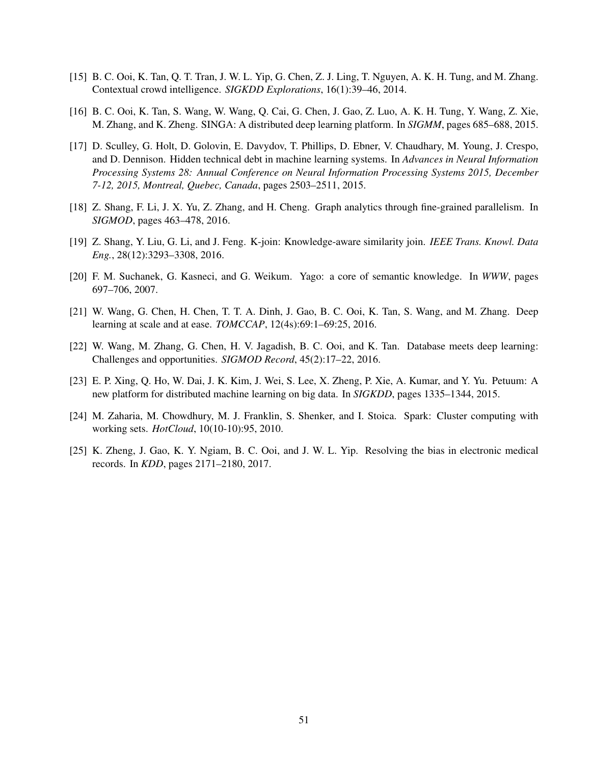[15] B. C. Ooi, K. Tan, Q. T. Tran, J. W. L. Yip, G. Chen, Z. J. Ling, T. Nguyen, A. K. H. Tung, and M. Zhang. Contextual crowd intelligence. *SIGKDD Explorations*, 16(1):39–46, 2014.

[16] B. C. Ooi, K. Tan, S. Wang, W. Wang, Q. Cai, G. Chen, J. Gao, Z. Luo, A. K. H. Tung, Y. Wang, Z. Xie, M. Zhang, and K. Zheng. SINGA: A distributed deep learning platform. In *SIGMM*, pages 685–688, 2015.

[17] D. Sculley, G. Holt, D. Golovin, E. Davydov, T. Phillips, D. Ebner, V. Chaudhary, M. Young, J. Crespo, and D. Dennison. Hidden technical debt in machine learning systems. In *Advances in Neural Information Processing Systems 28: Annual Conference on Neural Information Processing Systems 2015, December 7-12, 2015, Montreal, Quebec, Canada*, pages 2503–2511, 2015.

[18] Z. Shang, F. Li, J. X. Yu, Z. Zhang, and H. Cheng. Graph analytics through fine-grained parallelism. In *SIGMOD*, pages 463–478, 2016.

[19] Z. Shang, Y. Liu, G. Li, and J. Feng. K-join: Knowledge-aware similarity join. *IEEE Trans. Knowl. Data Eng.*, 28(12):3293–3308, 2016.

[20] F. M. Suchanek, G. Kasneci, and G. Weikum. Yago: a core of semantic knowledge. In *WWW*, pages 697–706, 2007.

[21] W. Wang, G. Chen, H. Chen, T. T. A. Dinh, J. Gao, B. C. Ooi, K. Tan, S. Wang, and M. Zhang. Deep learning at scale and at ease. *TOMCCAP*, 12(4s):69:1–69:25, 2016.

[22] W. Wang, M. Zhang, G. Chen, H. V. Jagadish, B. C. Ooi, and K. Tan. Database meets deep learning: Challenges and opportunities. *SIGMOD Record*, 45(2):17–22, 2016.

[23] E. P. Xing, Q. Ho, W. Dai, J. K. Kim, J. Wei, S. Lee, X. Zheng, P. Xie, A. Kumar, and Y. Yu. Petuum: A new platform for distributed machine learning on big data. In *SIGKDD*, pages 1335–1344, 2015.

[24] M. Zaharia, M. Chowdhury, M. J. Franklin, S. Shenker, and I. Stoica. Spark: Cluster computing with working sets. *HotCloud*, 10(10-10):95, 2010.

[25] K. Zheng, J. Gao, K. Y. Ngiam, B. C. Ooi, and J. W. L. Yip. Resolving the bias in electronic medical records. In *KDD*, pages 2171–2180, 2017.